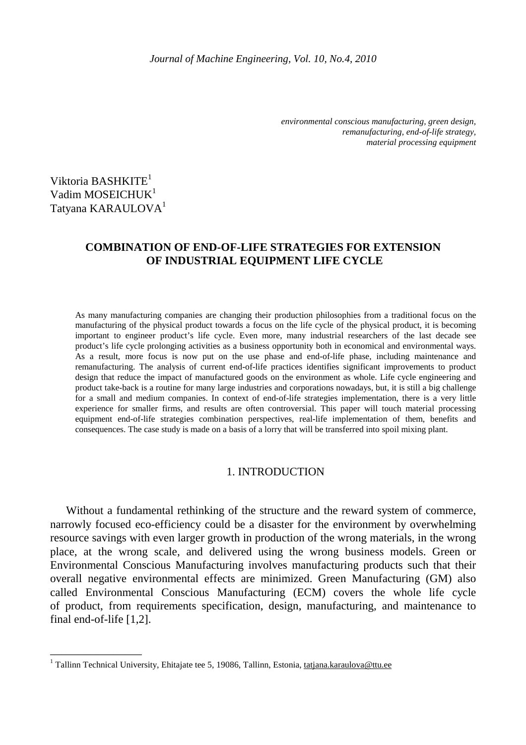*environmental conscious manufacturing, green design, remanufacturing, end-of-life strategy, material processing equipment*

Viktoria BASHKITE[1]
Vadim MOSEICHUK[1]
Tatyana KARAULOVA[1]

# COMBINATION OF END-OF-LIFE STRATEGIES FOR EXTENSION OF INDUSTRIAL EQUIPMENT LIFE CYCLE

As many manufacturing companies are changing their production philosophies from a traditional focus on the manufacturing of the physical product towards a focus on the life cycle of the physical product, it is becoming important to engineer product's life cycle. Even more, many industrial researchers of the last decade see product's life cycle prolonging activities as a business opportunity both in economical and environmental ways. As a result, more focus is now put on the use phase and end-of-life phase, including maintenance and remanufacturing. The analysis of current end-of-life practices identifies significant improvements to product design that reduce the impact of manufactured goods on the environment as whole. Life cycle engineering and product take-back is a routine for many large industries and corporations nowadays, but, it is still a big challenge for a small and medium companies. In context of end-of-life strategies implementation, there is a very little experience for smaller firms, and results are often controversial. This paper will touch material processing equipment end-of-life strategies combination perspectives, real-life implementation of them, benefits and consequences. The case study is made on a basis of a lorry that will be transferred into spoil mixing plant.

## 1. INTRODUCTION

Without a fundamental rethinking of the structure and the reward system of commerce, narrowly focused eco-efficiency could be a disaster for the environment by overwhelming resource savings with even larger growth in production of the wrong materials, in the wrong place, at the wrong scale, and delivered using the wrong business models. Green or Environmental Conscious Manufacturing involves manufacturing products such that their overall negative environmental effects are minimized. Green Manufacturing (GM) also called Environmental Conscious Manufacturing (ECM) covers the whole life cycle of product, from requirements specification, design, manufacturing, and maintenance to final end-of-life [1,2].

---

[1] Tallinn Technical University, Ehitajate tee 5, 19086, Tallinn, Estonia, tatjana.karaulova@ttu.ee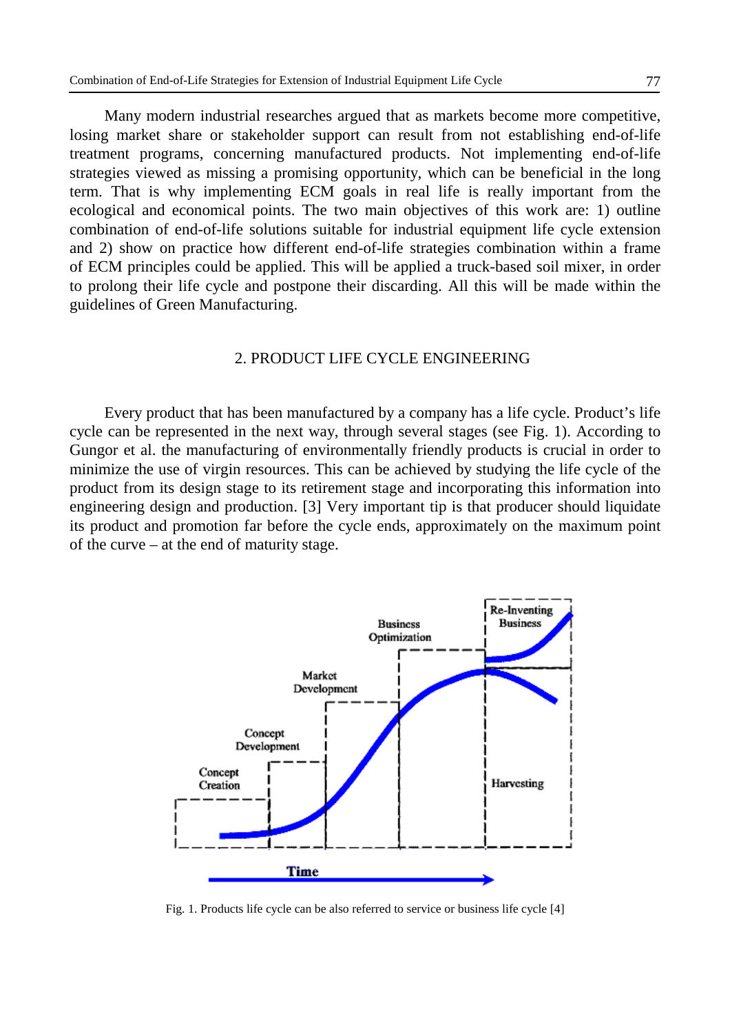Many modern industrial researches argued that as markets become more competitive, losing market share or stakeholder support can result from not establishing end-of-life treatment programs, concerning manufactured products. Not implementing end-of-life strategies viewed as missing a promising opportunity, which can be beneficial in the long term. That is why implementing ECM goals in real life is really important from the ecological and economical points. The two main objectives of this work are: 1) outline combination of end-of-life solutions suitable for industrial equipment life cycle extension and 2) show on practice how different end-of-life strategies combination within a frame of ECM principles could be applied. This will be applied a truck-based soil mixer, in order to prolong their life cycle and postpone their discarding. All this will be made within the guidelines of Green Manufacturing.

## 2. PRODUCT LIFE CYCLE ENGINEERING

Every product that has been manufactured by a company has a life cycle. Product's life cycle can be represented in the next way, through several stages (see Fig. 1). According to Gungor et al. the manufacturing of environmentally friendly products is crucial in order to minimize the use of virgin resources. This can be achieved by studying the life cycle of the product from its design stage to its retirement stage and incorporating this information into engineering design and production. [3] Very important tip is that producer should liquidate its product and promotion far before the cycle ends, approximately on the maximum point of the curve – at the end of maturity stage.

Fig. 1. Products life cycle can be also referred to service or business life cycle [4]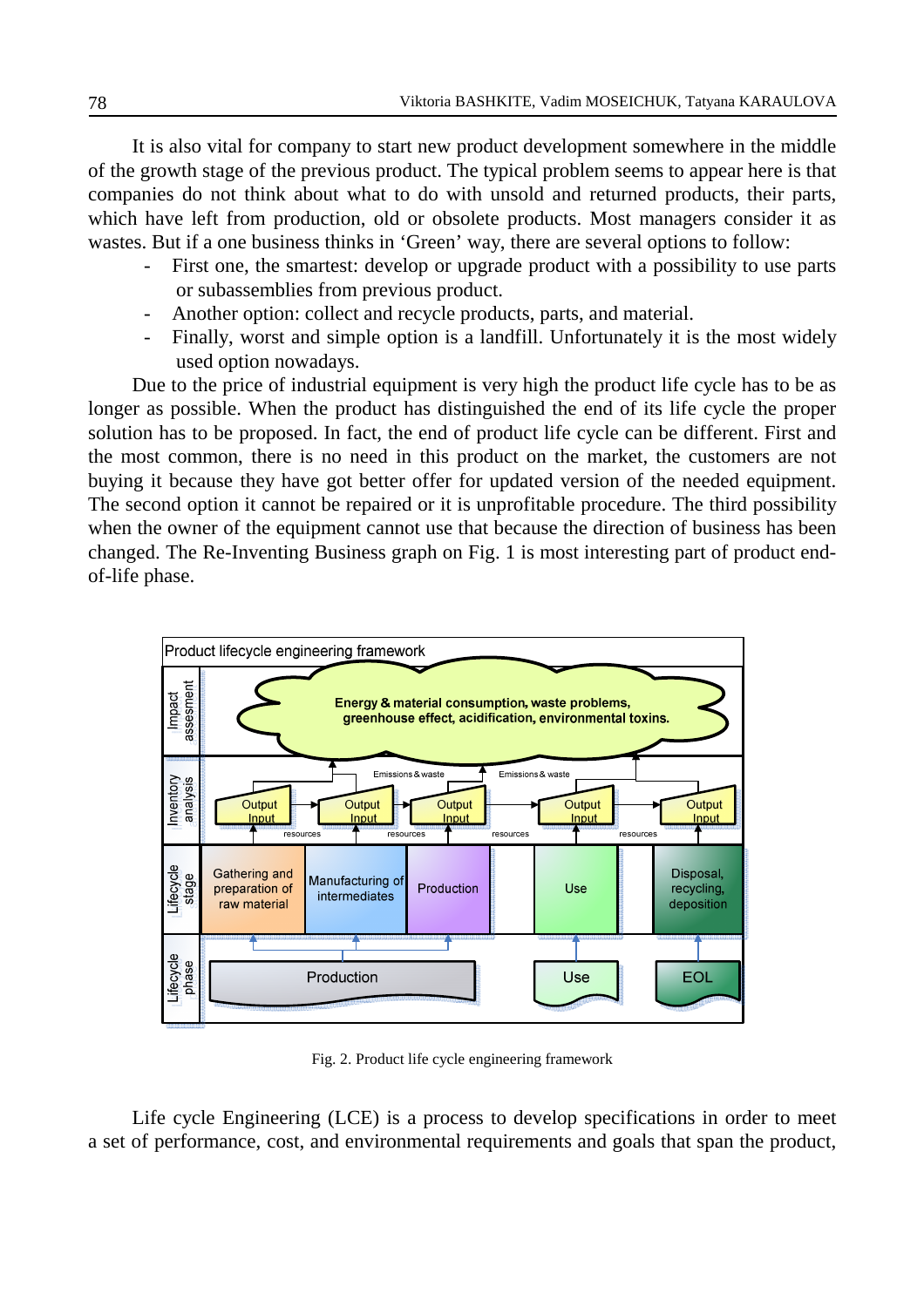It is also vital for company to start new product development somewhere in the middle of the growth stage of the previous product. The typical problem seems to appear here is that companies do not think about what to do with unsold and returned products, their parts, which have left from production, old or obsolete products. Most managers consider it as wastes. But if a one business thinks in 'Green' way, there are several options to follow:

- First one, the smartest: develop or upgrade product with a possibility to use parts or subassemblies from previous product.
- Another option: collect and recycle products, parts, and material.
- Finally, worst and simple option is a landfill. Unfortunately it is the most widely used option nowadays.

Due to the price of industrial equipment is very high the product life cycle has to be as longer as possible. When the product has distinguished the end of its life cycle the proper solution has to be proposed. In fact, the end of product life cycle can be different. First and the most common, there is no need in this product on the market, the customers are not buying it because they have got better offer for updated version of the needed equipment. The second option it cannot be repaired or it is unprofitable procedure. The third possibility when the owner of the equipment cannot use that because the direction of business has been changed. The Re-Inventing Business graph on Fig. 1 is most interesting part of product end-of-life phase.

Fig. 2. Product life cycle engineering framework

Life cycle Engineering (LCE) is a process to develop specifications in order to meet a set of performance, cost, and environmental requirements and goals that span the product,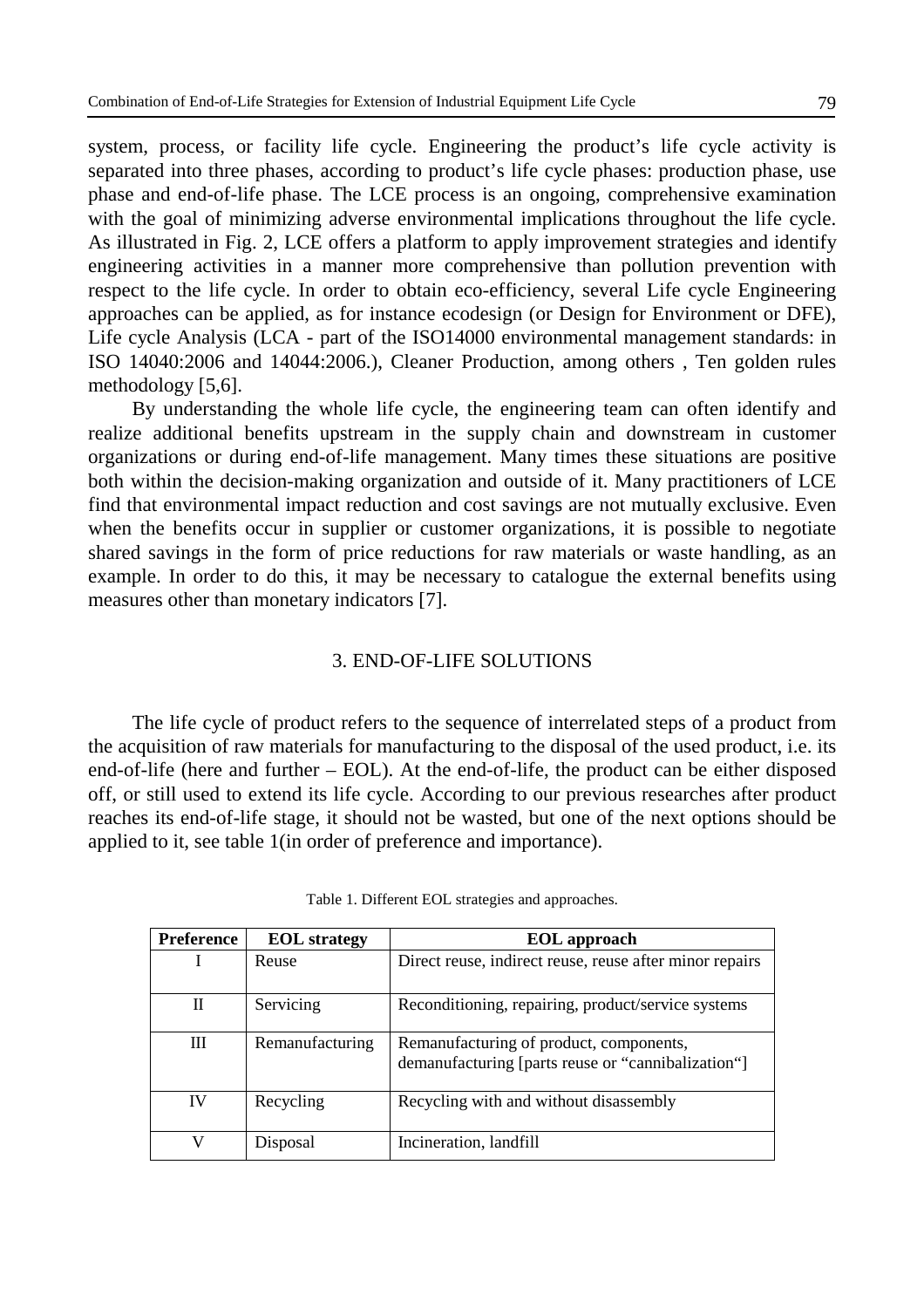system, process, or facility life cycle. Engineering the product's life cycle activity is separated into three phases, according to product's life cycle phases: production phase, use phase and end-of-life phase. The LCE process is an ongoing, comprehensive examination with the goal of minimizing adverse environmental implications throughout the life cycle. As illustrated in Fig. 2, LCE offers a platform to apply improvement strategies and identify engineering activities in a manner more comprehensive than pollution prevention with respect to the life cycle. In order to obtain eco-efficiency, several Life cycle Engineering approaches can be applied, as for instance ecodesign (or Design for Environment or DFE), Life cycle Analysis (LCA - part of the ISO14000 environmental management standards: in ISO 14040:2006 and 14044:2006.), Cleaner Production, among others , Ten golden rules methodology [5,6].

By understanding the whole life cycle, the engineering team can often identify and realize additional benefits upstream in the supply chain and downstream in customer organizations or during end-of-life management. Many times these situations are positive both within the decision-making organization and outside of it. Many practitioners of LCE find that environmental impact reduction and cost savings are not mutually exclusive. Even when the benefits occur in supplier or customer organizations, it is possible to negotiate shared savings in the form of price reductions for raw materials or waste handling, as an example. In order to do this, it may be necessary to catalogue the external benefits using measures other than monetary indicators [7].

## 3. END-OF-LIFE SOLUTIONS

The life cycle of product refers to the sequence of interrelated steps of a product from the acquisition of raw materials for manufacturing to the disposal of the used product, i.e. its end-of-life (here and further – EOL). At the end-of-life, the product can be either disposed off, or still used to extend its life cycle. According to our previous researches after product reaches its end-of-life stage, it should not be wasted, but one of the next options should be applied to it, see table 1(in order of preference and importance).

Table 1. Different EOL strategies and approaches.

| Preference | EOL strategy | EOL approach |
|---|---|---|
| I | Reuse | Direct reuse, indirect reuse, reuse after minor repairs |
| II | Servicing | Reconditioning, repairing, product/service systems |
| III | Remanufacturing | Remanufacturing of product, components, demanufacturing [parts reuse or "cannibalization"] |
| IV | Recycling | Recycling with and without disassembly |
| V | Disposal | Incineration, landfill |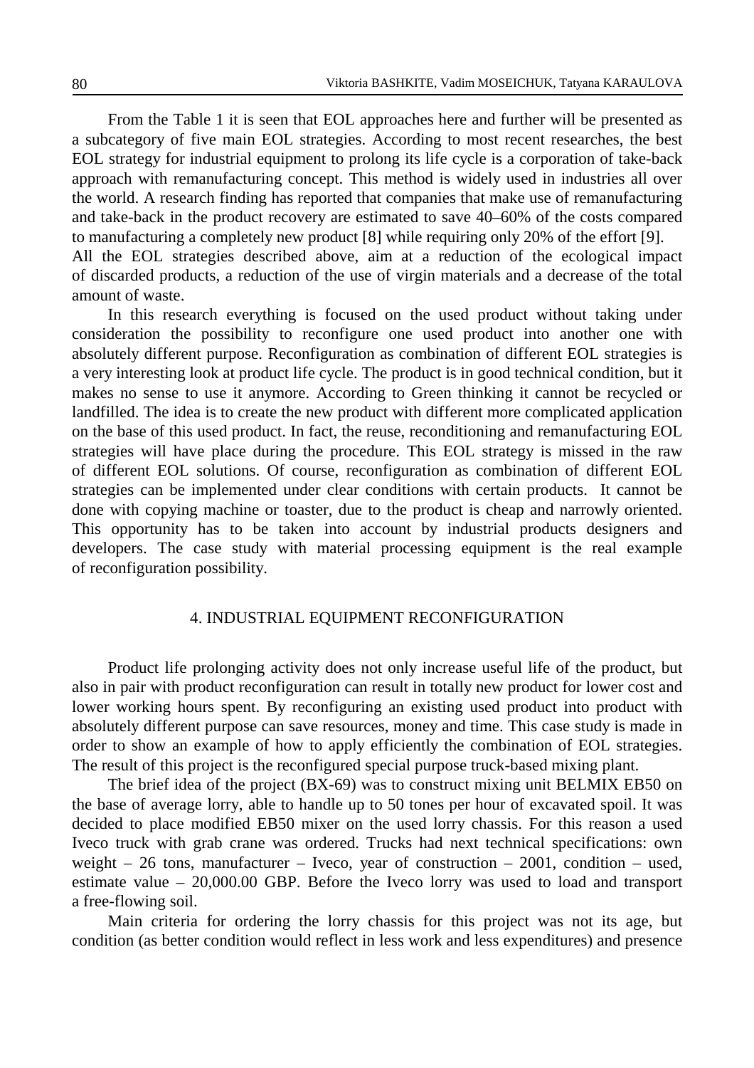From the Table 1 it is seen that EOL approaches here and further will be presented as a subcategory of five main EOL strategies. According to most recent researches, the best EOL strategy for industrial equipment to prolong its life cycle is a corporation of take-back approach with remanufacturing concept. This method is widely used in industries all over the world. A research finding has reported that companies that make use of remanufacturing and take-back in the product recovery are estimated to save 40–60% of the costs compared to manufacturing a completely new product [8] while requiring only 20% of the effort [9].
All the EOL strategies described above, aim at a reduction of the ecological impact of discarded products, a reduction of the use of virgin materials and a decrease of the total amount of waste.

In this research everything is focused on the used product without taking under consideration the possibility to reconfigure one used product into another one with absolutely different purpose. Reconfiguration as combination of different EOL strategies is a very interesting look at product life cycle. The product is in good technical condition, but it makes no sense to use it anymore. According to Green thinking it cannot be recycled or landfilled. The idea is to create the new product with different more complicated application on the base of this used product. In fact, the reuse, reconditioning and remanufacturing EOL strategies will have place during the procedure. This EOL strategy is missed in the raw of different EOL solutions. Of course, reconfiguration as combination of different EOL strategies can be implemented under clear conditions with certain products. It cannot be done with copying machine or toaster, due to the product is cheap and narrowly oriented. This opportunity has to be taken into account by industrial products designers and developers. The case study with material processing equipment is the real example of reconfiguration possibility.

## 4. INDUSTRIAL EQUIPMENT RECONFIGURATION

Product life prolonging activity does not only increase useful life of the product, but also in pair with product reconfiguration can result in totally new product for lower cost and lower working hours spent. By reconfiguring an existing used product into product with absolutely different purpose can save resources, money and time. This case study is made in order to show an example of how to apply efficiently the combination of EOL strategies. The result of this project is the reconfigured special purpose truck-based mixing plant.

The brief idea of the project (BX-69) was to construct mixing unit BELMIX EB50 on the base of average lorry, able to handle up to 50 tones per hour of excavated spoil. It was decided to place modified EB50 mixer on the used lorry chassis. For this reason a used Iveco truck with grab crane was ordered. Trucks had next technical specifications: own weight – 26 tons, manufacturer – Iveco, year of construction – 2001, condition – used, estimate value – 20,000.00 GBP. Before the Iveco lorry was used to load and transport a free-flowing soil.

Main criteria for ordering the lorry chassis for this project was not its age, but condition (as better condition would reflect in less work and less expenditures) and presence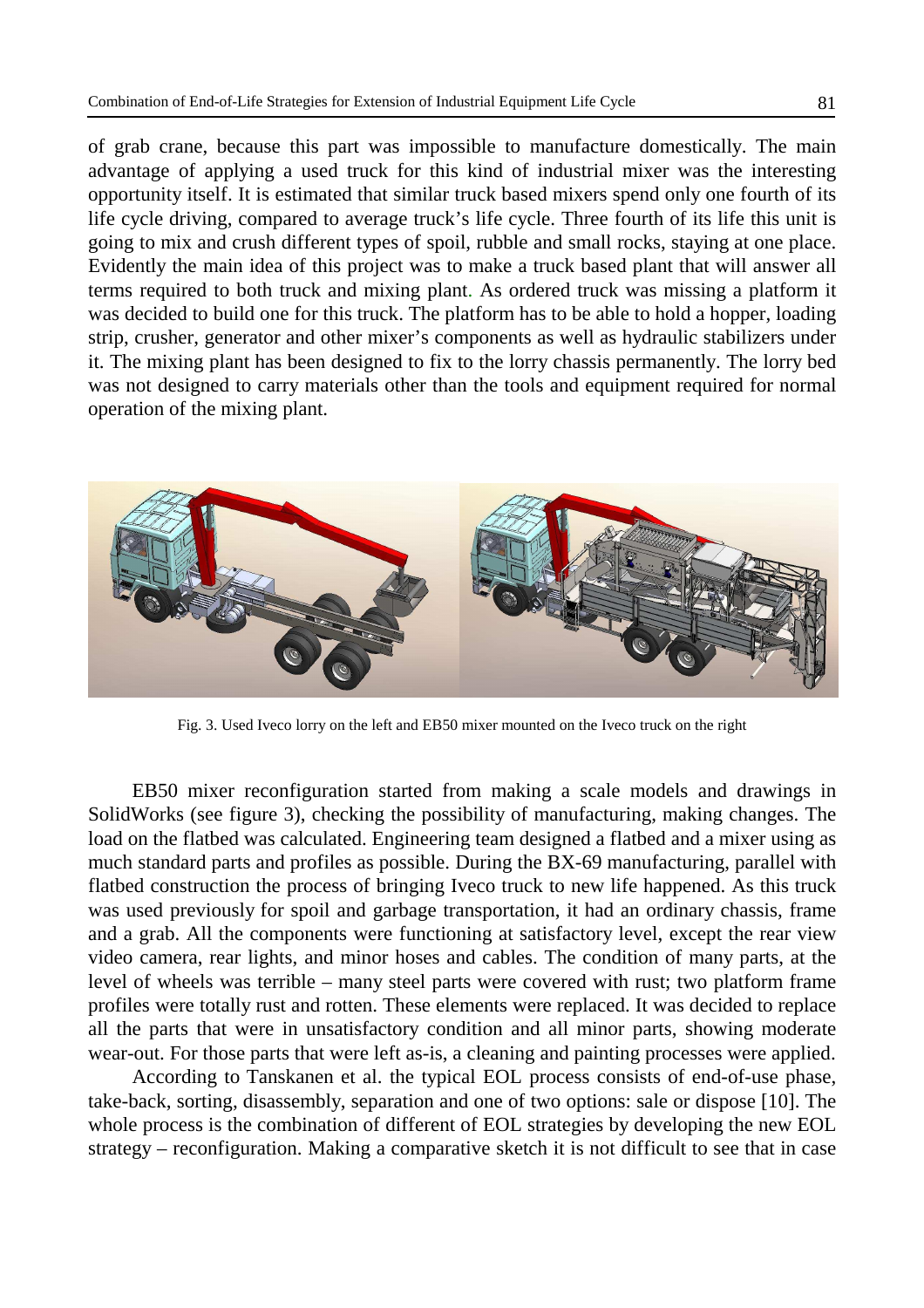of grab crane, because this part was impossible to manufacture domestically. The main advantage of applying a used truck for this kind of industrial mixer was the interesting opportunity itself. It is estimated that similar truck based mixers spend only one fourth of its life cycle driving, compared to average truck's life cycle. Three fourth of its life this unit is going to mix and crush different types of spoil, rubble and small rocks, staying at one place. Evidently the main idea of this project was to make a truck based plant that will answer all terms required to both truck and mixing plant. As ordered truck was missing a platform it was decided to build one for this truck. The platform has to be able to hold a hopper, loading strip, crusher, generator and other mixer's components as well as hydraulic stabilizers under it. The mixing plant has been designed to fix to the lorry chassis permanently. The lorry bed was not designed to carry materials other than the tools and equipment required for normal operation of the mixing plant.

Fig. 3. Used Iveco lorry on the left and EB50 mixer mounted on the Iveco truck on the right

EB50 mixer reconfiguration started from making a scale models and drawings in SolidWorks (see figure 3), checking the possibility of manufacturing, making changes. The load on the flatbed was calculated. Engineering team designed a flatbed and a mixer using as much standard parts and profiles as possible. During the BX-69 manufacturing, parallel with flatbed construction the process of bringing Iveco truck to new life happened. As this truck was used previously for spoil and garbage transportation, it had an ordinary chassis, frame and a grab. All the components were functioning at satisfactory level, except the rear view video camera, rear lights, and minor hoses and cables. The condition of many parts, at the level of wheels was terrible – many steel parts were covered with rust; two platform frame profiles were totally rust and rotten. These elements were replaced. It was decided to replace all the parts that were in unsatisfactory condition and all minor parts, showing moderate wear-out. For those parts that were left as-is, a cleaning and painting processes were applied.

According to Tanskanen et al. the typical EOL process consists of end-of-use phase, take-back, sorting, disassembly, separation and one of two options: sale or dispose [10]. The whole process is the combination of different of EOL strategies by developing the new EOL strategy – reconfiguration. Making a comparative sketch it is not difficult to see that in case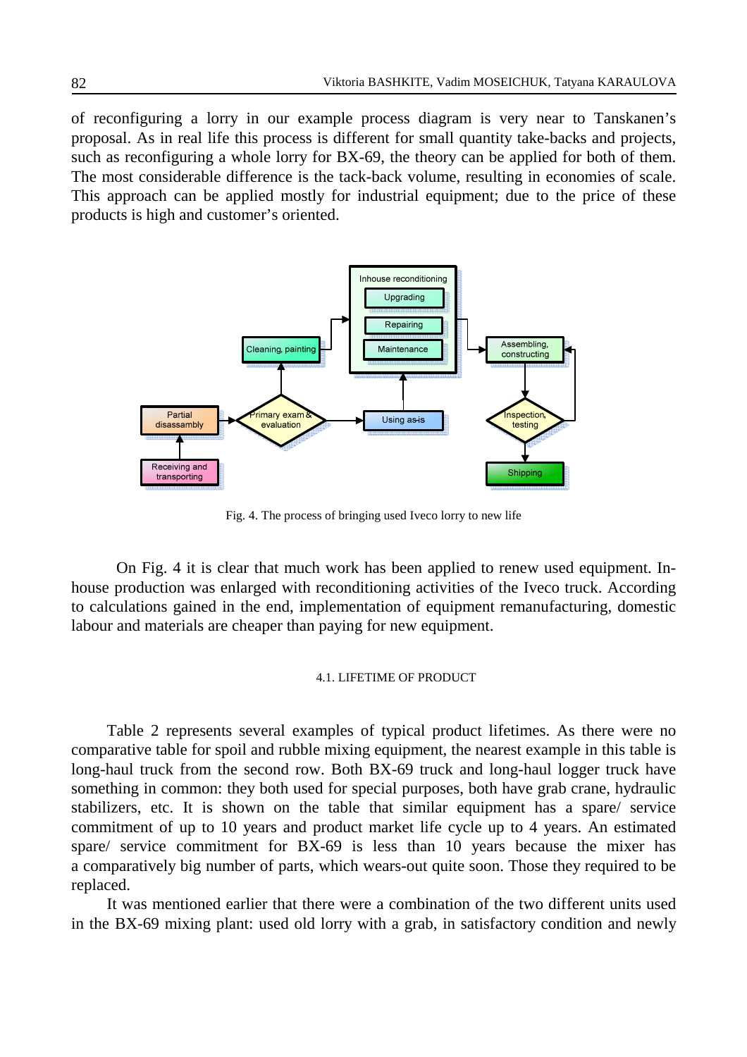of reconfiguring a lorry in our example process diagram is very near to Tanskanen's proposal. As in real life this process is different for small quantity take-backs and projects, such as reconfiguring a whole lorry for BX-69, the theory can be applied for both of them. The most considerable difference is the tack-back volume, resulting in economies of scale. This approach can be applied mostly for industrial equipment; due to the price of these products is high and customer's oriented.

Fig. 4. The process of bringing used Iveco lorry to new life

On Fig. 4 it is clear that much work has been applied to renew used equipment. In-house production was enlarged with reconditioning activities of the Iveco truck. According to calculations gained in the end, implementation of equipment remanufacturing, domestic labour and materials are cheaper than paying for new equipment.

### 4.1. LIFETIME OF PRODUCT

Table 2 represents several examples of typical product lifetimes. As there were no comparative table for spoil and rubble mixing equipment, the nearest example in this table is long-haul truck from the second row. Both BX-69 truck and long-haul logger truck have something in common: they both used for special purposes, both have grab crane, hydraulic stabilizers, etc. It is shown on the table that similar equipment has a spare/ service commitment of up to 10 years and product market life cycle up to 4 years. An estimated spare/ service commitment for BX-69 is less than 10 years because the mixer has a comparatively big number of parts, which wears-out quite soon. Those they required to be replaced.

It was mentioned earlier that there were a combination of the two different units used in the BX-69 mixing plant: used old lorry with a grab, in satisfactory condition and newly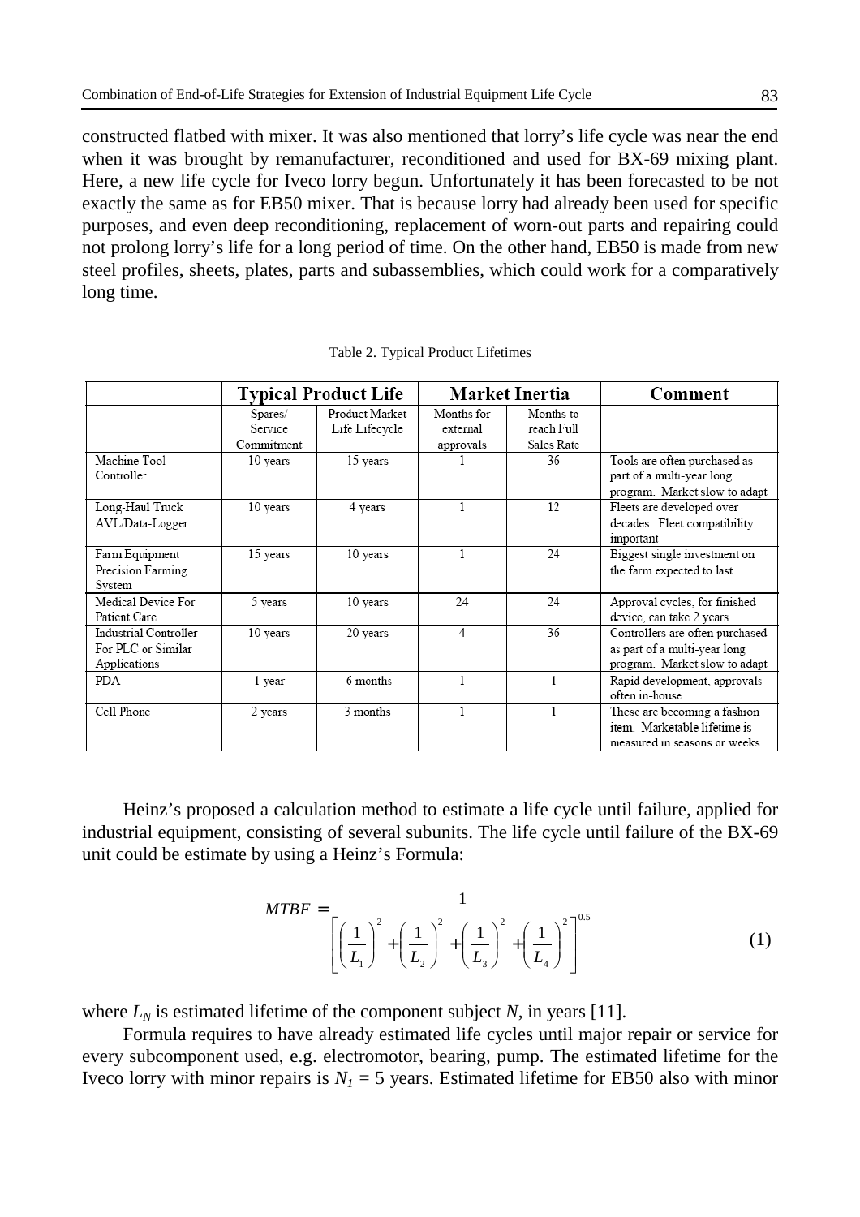constructed flatbed with mixer. It was also mentioned that lorry's life cycle was near the end when it was brought by remanufacturer, reconditioned and used for BX-69 mixing plant. Here, a new life cycle for Iveco lorry begun. Unfortunately it has been forecasted to be not exactly the same as for EB50 mixer. That is because lorry had already been used for specific purposes, and even deep reconditioning, replacement of worn-out parts and repairing could not prolong lorry's life for a long period of time. On the other hand, EB50 is made from new steel profiles, sheets, plates, parts and subassemblies, which could work for a comparatively long time.

Table 2. Typical Product Lifetimes

| | Typical Product Life | | Market Inertia | | Comment |
|---|---|---|---|---|---|
| | Spares/ Service Commitment | Product Market Life Lifecycle | Months for external approvals | Months to reach Full Sales Rate | |
| Machine Tool Controller | 10 years | 15 years | 1 | 36 | Tools are often purchased as part of a multi-year long program. Market slow to adapt |
| Long-Haul Truck AVL/Data-Logger | 10 years | 4 years | 1 | 12 | Fleets are developed over decades. Fleet compatibility important |
| Farm Equipment Precision Farming System | 15 years | 10 years | 1 | 24 | Biggest single investment on the farm expected to last |
| Medical Device For Patient Care | 5 years | 10 years | 24 | 24 | Approval cycles, for finished device, can take 2 years |
| Industrial Controller For PLC or Similar Applications | 10 years | 20 years | 4 | 36 | Controllers are often purchased as part of a multi-year long program. Market slow to adapt |
| PDA | 1 year | 6 months | 1 | 1 | Rapid development, approvals often in-house |
| Cell Phone | 2 years | 3 months | 1 | 1 | These are becoming a fashion item. Marketable lifetime is measured in seasons or weeks. |

Heinz's proposed a calculation method to estimate a life cycle until failure, applied for industrial equipment, consisting of several subunits. The life cycle until failure of the BX-69 unit could be estimate by using a Heinz's Formula:

$$MTBF = \frac{1}{\left[\left(\frac{1}{L_1}\right)^2 + \left(\frac{1}{L_2}\right)^2 + \left(\frac{1}{L_3}\right)^2 + \left(\frac{1}{L_4}\right)^2\right]^{0.5}} \tag{1}$$

where $L_N$ is estimated lifetime of the component subject $N$, in years [11].

Formula requires to have already estimated life cycles until major repair or service for every subcomponent used, e.g. electromotor, bearing, pump. The estimated lifetime for the Iveco lorry with minor repairs is $N_1 = 5$ years. Estimated lifetime for EB50 also with minor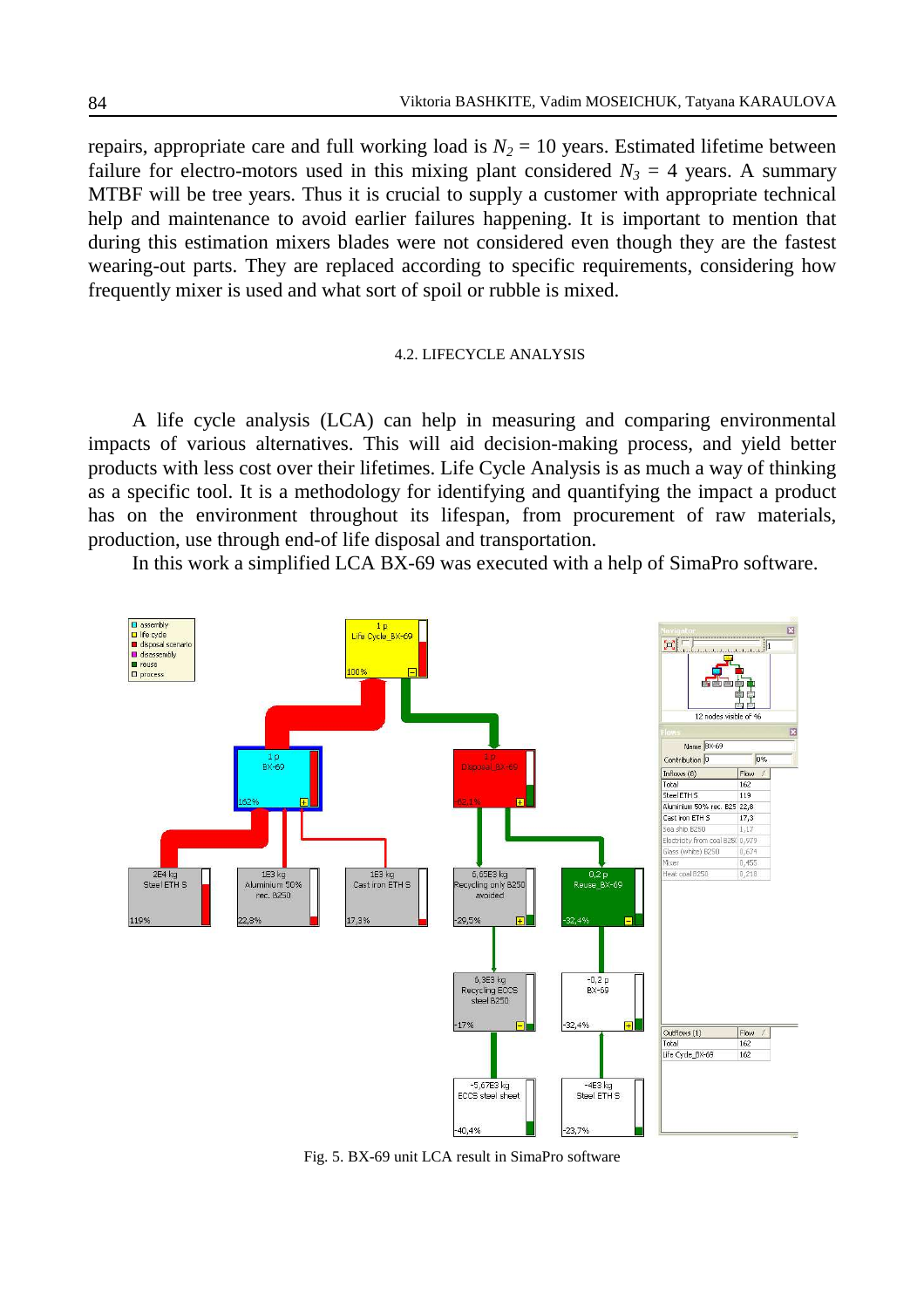repairs, appropriate care and full working load is $N_2$ = 10 years. Estimated lifetime between failure for electro-motors used in this mixing plant considered $N_3$ = 4 years. A summary MTBF will be tree years. Thus it is crucial to supply a customer with appropriate technical help and maintenance to avoid earlier failures happening. It is important to mention that during this estimation mixers blades were not considered even though they are the fastest wearing-out parts. They are replaced according to specific requirements, considering how frequently mixer is used and what sort of spoil or rubble is mixed.

### 4.2. LIFECYCLE ANALYSIS

A life cycle analysis (LCA) can help in measuring and comparing environmental impacts of various alternatives. This will aid decision-making process, and yield better products with less cost over their lifetimes. Life Cycle Analysis is as much a way of thinking as a specific tool. It is a methodology for identifying and quantifying the impact a product has on the environment throughout its lifespan, from procurement of raw materials, production, use through end-of life disposal and transportation.

In this work a simplified LCA BX-69 was executed with a help of SimaPro software.

Fig. 5. BX-69 unit LCA result in SimaPro software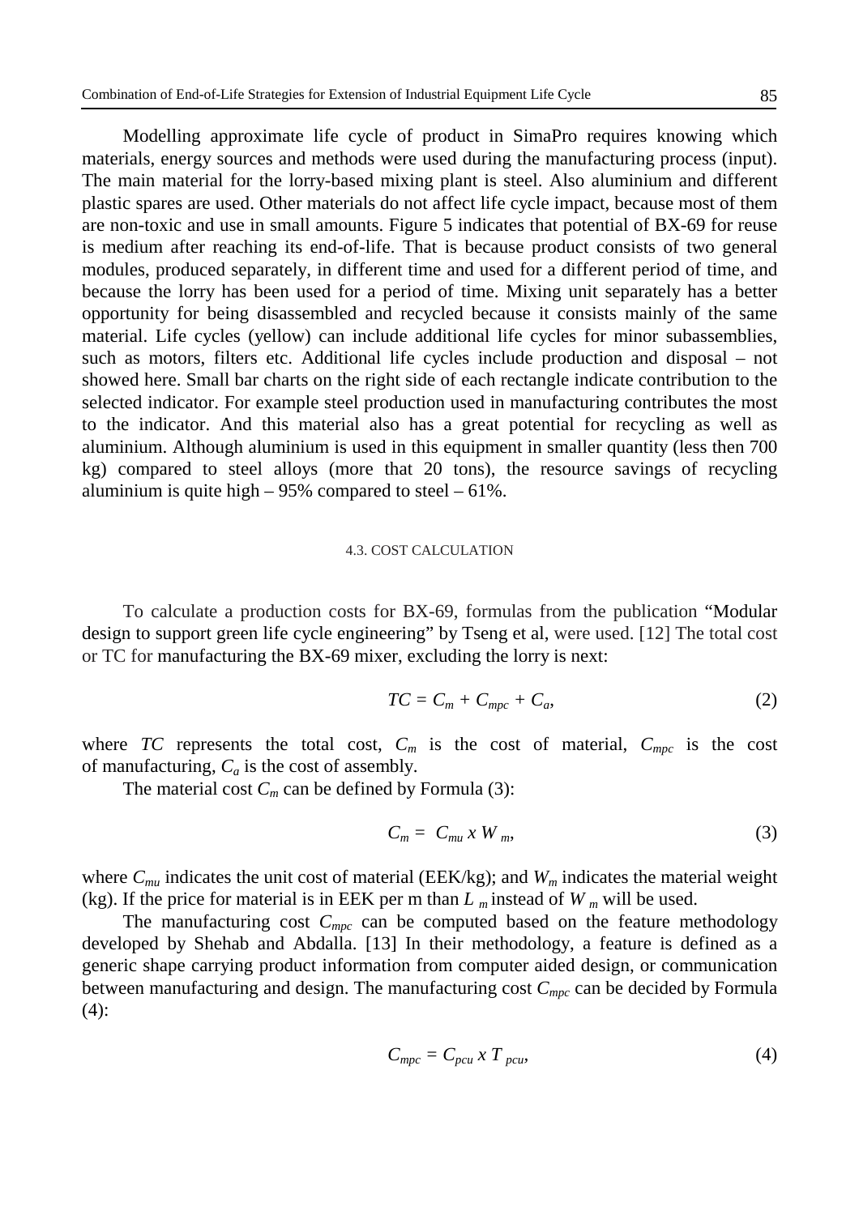Modelling approximate life cycle of product in SimaPro requires knowing which materials, energy sources and methods were used during the manufacturing process (input). The main material for the lorry-based mixing plant is steel. Also aluminium and different plastic spares are used. Other materials do not affect life cycle impact, because most of them are non-toxic and use in small amounts. Figure 5 indicates that potential of BX-69 for reuse is medium after reaching its end-of-life. That is because product consists of two general modules, produced separately, in different time and used for a different period of time, and because the lorry has been used for a period of time. Mixing unit separately has a better opportunity for being disassembled and recycled because it consists mainly of the same material. Life cycles (yellow) can include additional life cycles for minor subassemblies, such as motors, filters etc. Additional life cycles include production and disposal – not showed here. Small bar charts on the right side of each rectangle indicate contribution to the selected indicator. For example steel production used in manufacturing contributes the most to the indicator. And this material also has a great potential for recycling as well as aluminium. Although aluminium is used in this equipment in smaller quantity (less then 700 kg) compared to steel alloys (more that 20 tons), the resource savings of recycling aluminium is quite high – 95% compared to steel – 61%.

### 4.3. COST CALCULATION

To calculate a production costs for BX-69, formulas from the publication "Modular design to support green life cycle engineering" by Tseng et al, were used. [12] The total cost or TC for manufacturing the BX-69 mixer, excluding the lorry is next:

$$TC = C_m + C_{mpc} + C_a, \tag{2}$$

where $TC$ represents the total cost, $C_m$ is the cost of material, $C_{mpc}$ is the cost of manufacturing, $C_a$ is the cost of assembly.

The material cost $C_m$ can be defined by Formula (3):

$$C_m = C_{mu} \, x \, W_m, \tag{3}$$

where $C_{mu}$ indicates the unit cost of material (EEK/kg); and $W_m$ indicates the material weight (kg). If the price for material is in EEK per m than $L_m$ instead of $W_m$ will be used.

The manufacturing cost $C_{mpc}$ can be computed based on the feature methodology developed by Shehab and Abdalla. [13] In their methodology, a feature is defined as a generic shape carrying product information from computer aided design, or communication between manufacturing and design. The manufacturing cost $C_{mpc}$ can be decided by Formula (4):

$$C_{mpc} = C_{pcu} \, x \, T_{pcu}, \tag{4}$$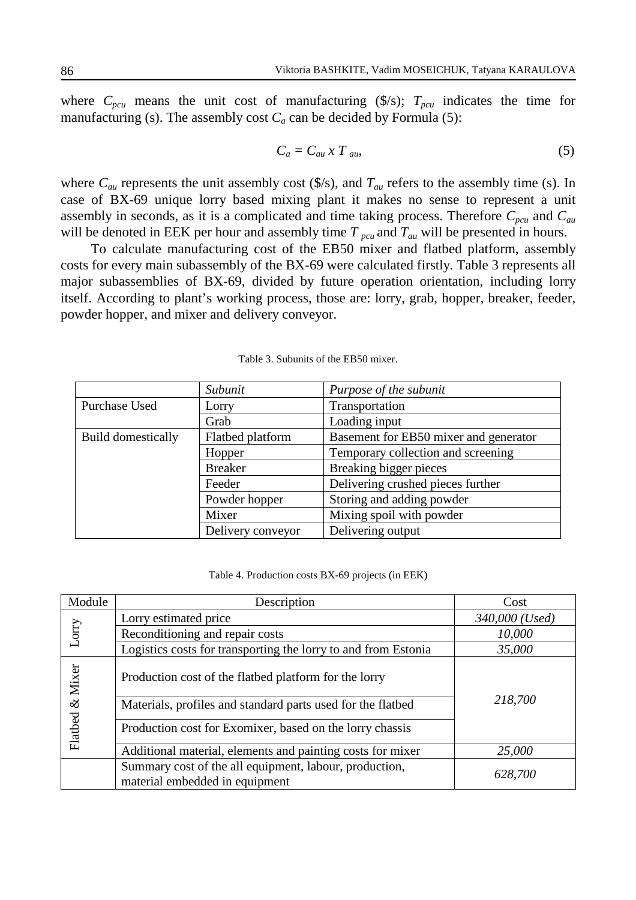where $C_{pcu}$ means the unit cost of manufacturing (\$/s); $T_{pcu}$ indicates the time for manufacturing (s). The assembly cost $C_a$ can be decided by Formula (5):

$$C_a = C_{au} \; x \; T_{au}, \tag{5}$$

where $C_{au}$ represents the unit assembly cost (\$/s), and $T_{au}$ refers to the assembly time (s). In case of BX-69 unique lorry based mixing plant it makes no sense to represent a unit assembly in seconds, as it is a complicated and time taking process. Therefore $C_{pcu}$ and $C_{au}$ will be denoted in EEK per hour and assembly time $T_{pcu}$ and $T_{au}$ will be presented in hours.

To calculate manufacturing cost of the EB50 mixer and flatbed platform, assembly costs for every main subassembly of the BX-69 were calculated firstly. Table 3 represents all major subassemblies of BX-69, divided by future operation orientation, including lorry itself. According to plant's working process, those are: lorry, grab, hopper, breaker, feeder, powder hopper, and mixer and delivery conveyor.

Table 3. Subunits of the EB50 mixer.

| | *Subunit* | *Purpose of the subunit* |
|---|---|---|
| Purchase Used | Lorry | Transportation |
| | Grab | Loading input |
| Build domestically | Flatbed platform | Basement for EB50 mixer and generator |
| | Hopper | Temporary collection and screening |
| | Breaker | Breaking bigger pieces |
| | Feeder | Delivering crushed pieces further |
| | Powder hopper | Storing and adding powder |
| | Mixer | Mixing spoil with powder |
| | Delivery conveyor | Delivering output |

Table 4. Production costs BX-69 projects (in EEK)

| Module | Description | Cost |
|---|---|---|
| Lorry | Lorry estimated price | *340,000 (Used)* |
| | Reconditioning and repair costs | *10,000* |
| | Logistics costs for transporting the lorry to and from Estonia | *35,000* |
| Flatbed & Mixer | Production cost of the flatbed platform for the lorry | *218,700* |
| | Materials, profiles and standard parts used for the flatbed | |
| | Production cost for Exomixer, based on the lorry chassis | |
| | Additional material, elements and painting costs for mixer | *25,000* |
| | Summary cost of the all equipment, labour, production, material embedded in equipment | *628,700* |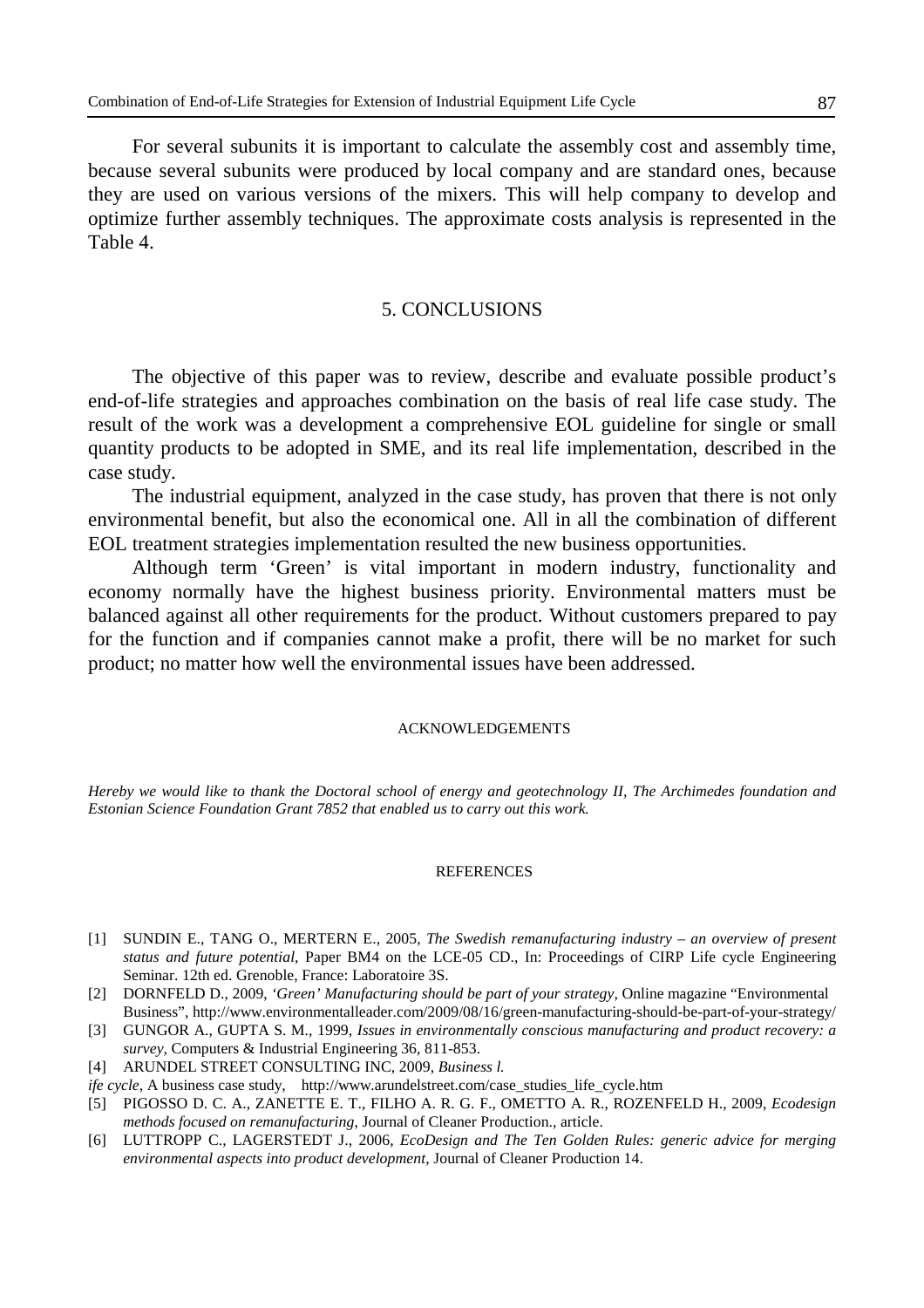For several subunits it is important to calculate the assembly cost and assembly time, because several subunits were produced by local company and are standard ones, because they are used on various versions of the mixers. This will help company to develop and optimize further assembly techniques. The approximate costs analysis is represented in the Table 4.

## 5. CONCLUSIONS

The objective of this paper was to review, describe and evaluate possible product's end-of-life strategies and approaches combination on the basis of real life case study. The result of the work was a development a comprehensive EOL guideline for single or small quantity products to be adopted in SME, and its real life implementation, described in the case study.

The industrial equipment, analyzed in the case study, has proven that there is not only environmental benefit, but also the economical one. All in all the combination of different EOL treatment strategies implementation resulted the new business opportunities.

Although term 'Green' is vital important in modern industry, functionality and economy normally have the highest business priority. Environmental matters must be balanced against all other requirements for the product. Without customers prepared to pay for the function and if companies cannot make a profit, there will be no market for such product; no matter how well the environmental issues have been addressed.

### ACKNOWLEDGEMENTS

*Hereby we would like to thank the Doctoral school of energy and geotechnology II, The Archimedes foundation and Estonian Science Foundation Grant 7852 that enabled us to carry out this work.*

### REFERENCES

[1] SUNDIN E., TANG O., MERTERN E., 2005, *The Swedish remanufacturing industry – an overview of present status and future potential*, Paper BM4 on the LCE-05 CD., In: Proceedings of CIRP Life cycle Engineering Seminar. 12th ed. Grenoble, France: Laboratoire 3S.

[2] DORNFELD D., 2009, *'Green' Manufacturing should be part of your strategy*, Online magazine "Environmental Business", http://www.environmentalleader.com/2009/08/16/green-manufacturing-should-be-part-of-your-strategy/

[3] GUNGOR A., GUPTA S. M., 1999, *Issues in environmentally conscious manufacturing and product recovery: a survey*, Computers & Industrial Engineering 36, 811-853.

[4] ARUNDEL STREET CONSULTING INC, 2009, *Business l.*
*ife cycle*, A business case study, http://www.arundelstreet.com/case_studies_life_cycle.htm

[5] PIGOSSO D. C. A., ZANETTE E. T., FILHO A. R. G. F., OMETTO A. R., ROZENFELD H., 2009, *Ecodesign methods focused on remanufacturing*, Journal of Cleaner Production., article.

[6] LUTTROPP C., LAGERSTEDT J., 2006, *EcoDesign and The Ten Golden Rules: generic advice for merging environmental aspects into product development*, Journal of Cleaner Production 14.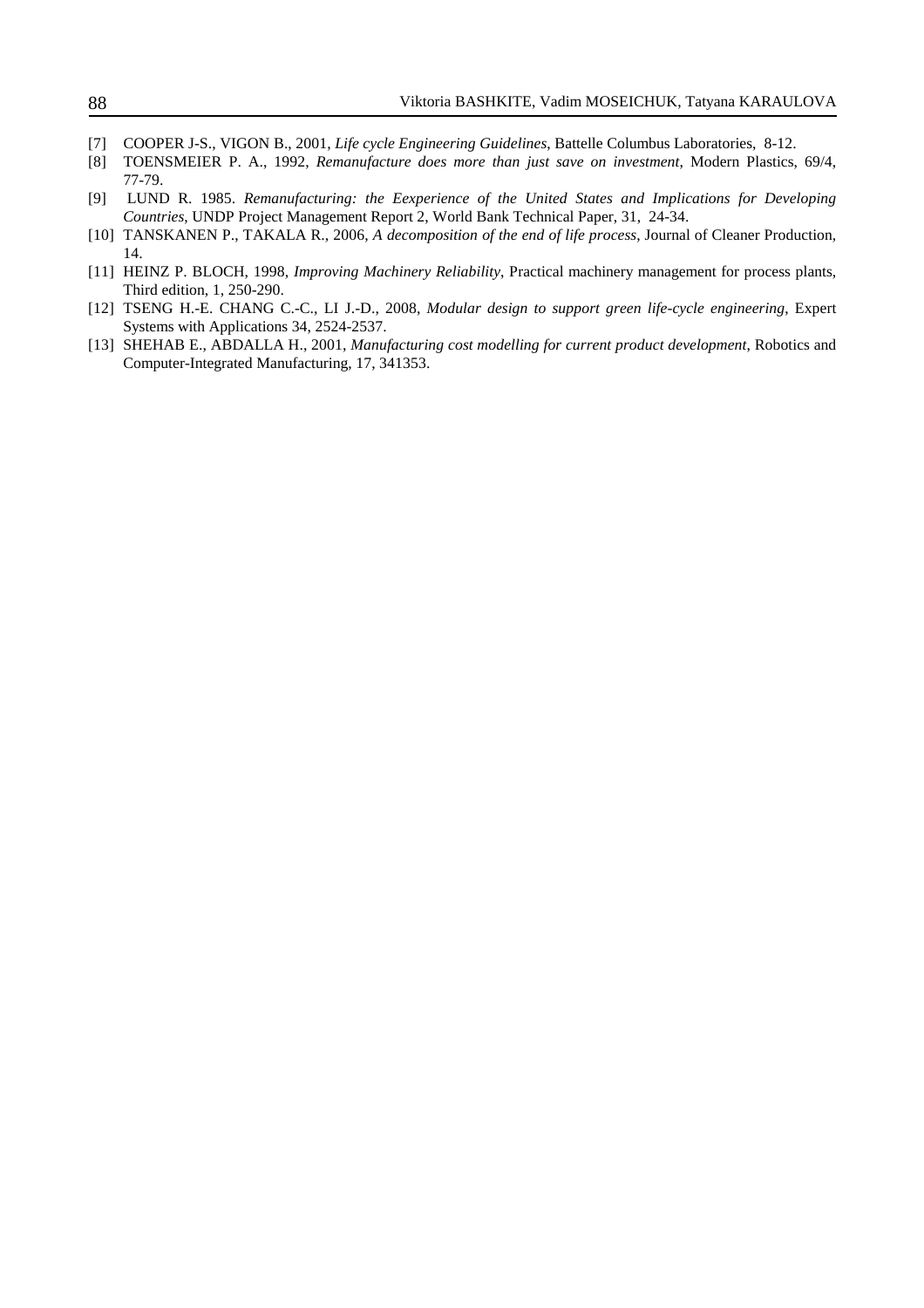[7] COOPER J-S., VIGON B., 2001, *Life cycle Engineering Guidelines*, Battelle Columbus Laboratories, 8-12.

[8] TOENSMEIER P. A., 1992, *Remanufacture does more than just save on investment*, Modern Plastics, 69/4, 77-79.

[9] LUND R. 1985. *Remanufacturing: the Eexperience of the United States and Implications for Developing Countries*, UNDP Project Management Report 2, World Bank Technical Paper, 31, 24-34.

[10] TANSKANEN P., TAKALA R., 2006, *A decomposition of the end of life process*, Journal of Cleaner Production, 14.

[11] HEINZ P. BLOCH, 1998, *Improving Machinery Reliability*, Practical machinery management for process plants, Third edition, 1, 250-290.

[12] TSENG H.-E. CHANG C.-C., LI J.-D., 2008, *Modular design to support green life-cycle engineering*, Expert Systems with Applications 34, 2524-2537.

[13] SHEHAB E., ABDALLA H., 2001, *Manufacturing cost modelling for current product development*, Robotics and Computer-Integrated Manufacturing, 17, 341353.